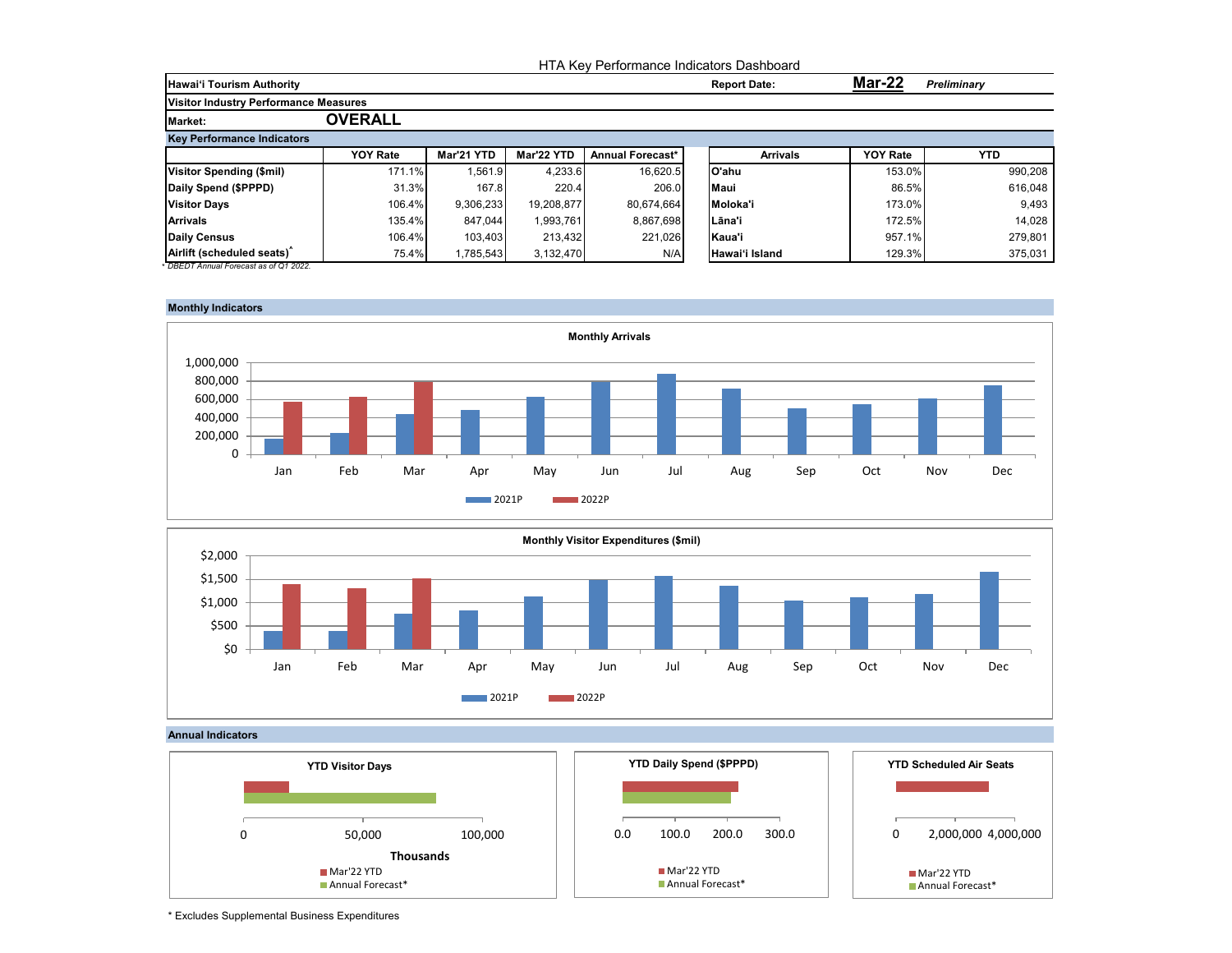# HTA Key Performance Indicators Dashboard

**Hawai'i Tourism Authority** | **Report Date:** **Mar-22** *Preliminary*

**Visitor Industry Performance Measures**

**Market:** **OVERALL**

## Key Performance Indicators

| | YOY Rate | Mar'21 YTD | Mar'22 YTD | Annual Forecast* |
|---|---|---|---|---|
| **Visitor Spending ($mil)** | 171.1% | 1,561.9 | 4,233.6 | 16,620.5 |
| **Daily Spend ($PPPD)** | 31.3% | 167.8 | 220.4 | 206.0 |
| **Visitor Days** | 106.4% | 9,306,233 | 19,208,877 | 80,674,664 |
| **Arrivals** | 135.4% | 847,044 | 1,993,761 | 8,867,698 |
| **Daily Census** | 106.4% | 103,403 | 213,432 | 221,026 |
| **Airlift (scheduled seats)^** | 75.4% | 1,785,543 | 3,132,470 | N/A |

*\* DBEDT Annual Forecast as of Q1 2022.*

| Arrivals | YOY Rate | YTD |
|---|---|---|
| **O'ahu** | 153.0% | 990,208 |
| **Maui** | 86.5% | 616,048 |
| **Moloka'i** | 173.0% | 9,493 |
| **Lāna'i** | 172.5% | 14,028 |
| **Kaua'i** | 957.1% | 279,801 |
| **Hawai'i Island** | 129.3% | 375,031 |

## Monthly Indicators

**Monthly Arrivals**

2021P / 2022P

**Monthly Visitor Expenditures ($mil)**

2021P / 2022P

## Annual Indicators

**YTD Visitor Days** (Thousands) — Mar'22 YTD / Annual Forecast*

**YTD Daily Spend ($PPPD)** — Mar'22 YTD / Annual Forecast*

**YTD Scheduled Air Seats** — Mar'22 YTD / Annual Forecast*

\* Excludes Supplemental Business Expenditures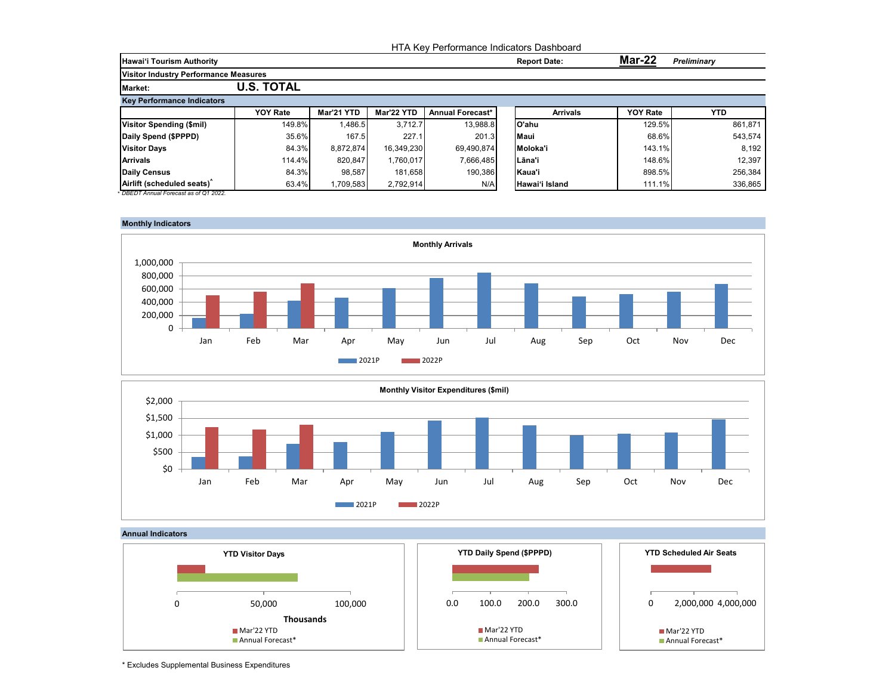HTA Key Performance Indicators Dashboard

| Hawai'i Tourism Authority | Report Date: | Mar-22 | Preliminary |
|---|---|---|---|

**Visitor Industry Performance Measures**

**Market: U.S. TOTAL**

**Key Performance Indicators**

| | YOY Rate | Mar'21 YTD | Mar'22 YTD | Annual Forecast* |
|---|---|---|---|---|
| Visitor Spending ($mil) | 149.8% | 1,486.5 | 3,712.7 | 13,988.8 |
| Daily Spend ($PPPD) | 35.6% | 167.5 | 227.1 | 201.3 |
| Visitor Days | 84.3% | 8,872,874 | 16,349,230 | 69,490,874 |
| Arrivals | 114.4% | 820,847 | 1,760,017 | 7,666,485 |
| Daily Census | 84.3% | 98,587 | 181,658 | 190,386 |
| Airlift (scheduled seats)^ | 63.4% | 1,709,583 | 2,792,914 | N/A |

*\* DBEDT Annual Forecast as of Q1 2022.*

| Arrivals | YOY Rate | YTD |
|---|---|---|
| O'ahu | 129.5% | 861,871 |
| Maui | 68.6% | 543,574 |
| Moloka'i | 143.1% | 8,192 |
| Lāna'i | 148.6% | 12,397 |
| Kaua'i | 898.5% | 256,384 |
| Hawai'i Island | 111.1% | 336,865 |

**Monthly Indicators**

**Monthly Arrivals**

**Monthly Visitor Expenditures ($mil)**

**Annual Indicators**

**YTD Visitor Days**

**YTD Daily Spend ($PPPD)**

**YTD Scheduled Air Seats**

\* Excludes Supplemental Business Expenditures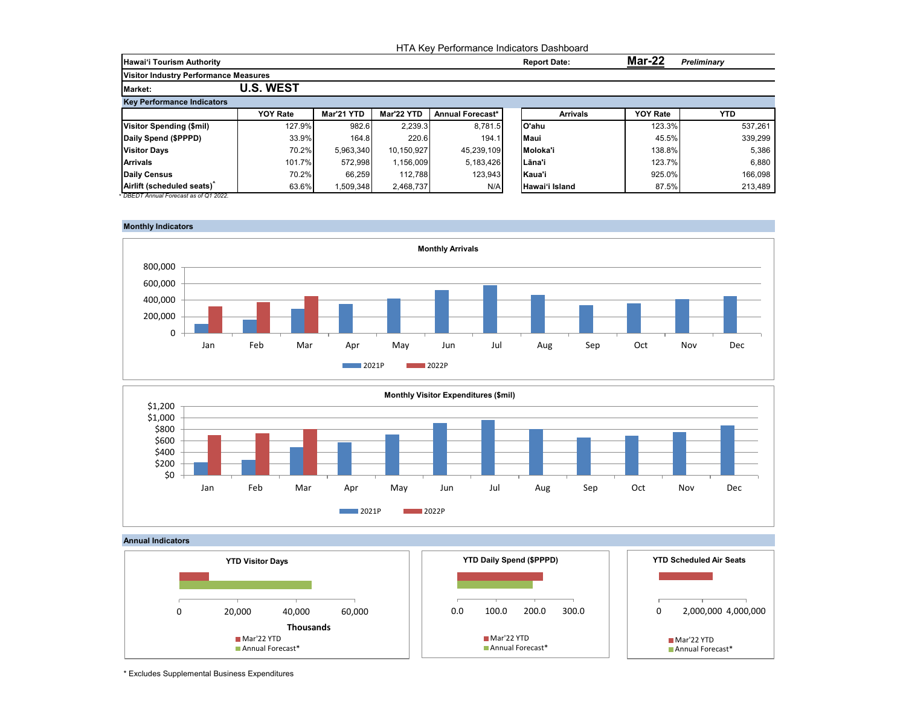HTA Key Performance Indicators Dashboard

**Hawai'i Tourism Authority** | **Report Date:** **Mar-22** *Preliminary*

**Visitor Industry Performance Measures**

**Market:** **U.S. WEST**

**Key Performance Indicators**

| | YOY Rate | Mar'21 YTD | Mar'22 YTD | Annual Forecast* |
|---|---|---|---|---|
| **Visitor Spending ($mil)** | 127.9% | 982.6 | 2,239.3 | 8,781.5 |
| **Daily Spend ($PPPD)** | 33.9% | 164.8 | 220.6 | 194.1 |
| **Visitor Days** | 70.2% | 5,963,340 | 10,150,927 | 45,239,109 |
| **Arrivals** | 101.7% | 572,998 | 1,156,009 | 5,183,426 |
| **Daily Census** | 70.2% | 66,259 | 112,788 | 123,943 |
| **Airlift (scheduled seats)^** | 63.6% | 1,509,348 | 2,468,737 | N/A |

*\* DBEDT Annual Forecast as of Q1 2022.*

| Arrivals | YOY Rate | YTD |
|---|---|---|
| **O'ahu** | 123.3% | 537,261 |
| **Maui** | 45.5% | 339,299 |
| **Moloka'i** | 138.8% | 5,386 |
| **Lāna'i** | 123.7% | 6,880 |
| **Kaua'i** | 925.0% | 166,098 |
| **Hawai'i Island** | 87.5% | 213,489 |

**Monthly Indicators**

**Monthly Arrivals**

(Chart: 2021P vs 2022P, Jan–Dec)

**Monthly Visitor Expenditures ($mil)**

(Chart: 2021P vs 2022P, Jan–Dec)

**Annual Indicators**

**YTD Visitor Days** (Thousands) — Mar'22 YTD, Annual Forecast*

**YTD Daily Spend ($PPPD)** — Mar'22 YTD, Annual Forecast*

**YTD Scheduled Air Seats** — Mar'22 YTD, Annual Forecast*

\* Excludes Supplemental Business Expenditures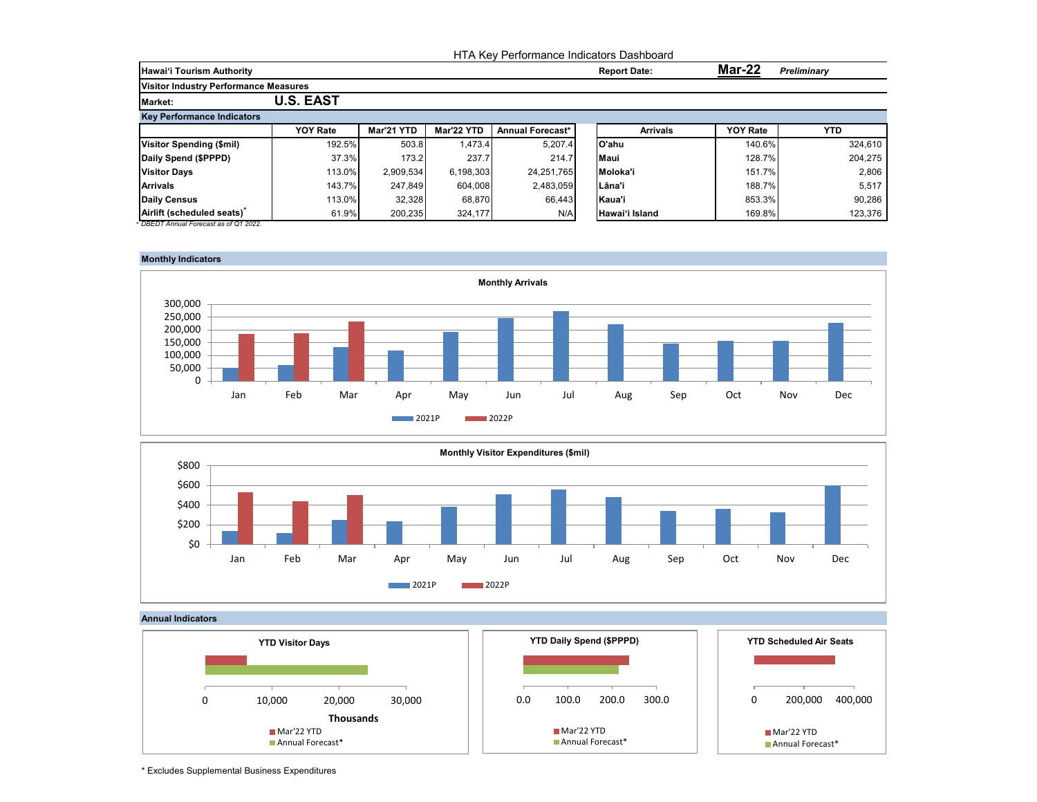# HTA Key Performance Indicators Dashboard

**Hawai'i Tourism Authority** | **Report Date:** **Mar-22** *Preliminary*

**Visitor Industry Performance Measures**

**Market:** **U.S. EAST**

## Key Performance Indicators

| | YOY Rate | Mar'21 YTD | Mar'22 YTD | Annual Forecast* |
|---|---|---|---|---|
| **Visitor Spending ($mil)** | 192.5% | 503.8 | 1,473.4 | 5,207.4 |
| **Daily Spend ($PPPD)** | 37.3% | 173.2 | 237.7 | 214.7 |
| **Visitor Days** | 113.0% | 2,909,534 | 6,198,303 | 24,251,765 |
| **Arrivals** | 143.7% | 247,849 | 604,008 | 2,483,059 |
| **Daily Census** | 113.0% | 32,328 | 68,870 | 66,443 |
| **Airlift (scheduled seats)*** | 61.9% | 200,235 | 324,177 | N/A |

*\* DBEDT Annual Forecast as of Q1 2022.*

| Arrivals | YOY Rate | YTD |
|---|---|---|
| **O'ahu** | 140.6% | 324,610 |
| **Maui** | 128.7% | 204,275 |
| **Moloka'i** | 151.7% | 2,806 |
| **Lāna'i** | 188.7% | 5,517 |
| **Kaua'i** | 853.3% | 90,286 |
| **Hawai'i Island** | 169.8% | 123,376 |

## Monthly Indicators

**Monthly Arrivals**

**Monthly Visitor Expenditures ($mil)**

## Annual Indicators

**YTD Visitor Days**

**YTD Daily Spend ($PPPD)**

**YTD Scheduled Air Seats**

\* Excludes Supplemental Business Expenditures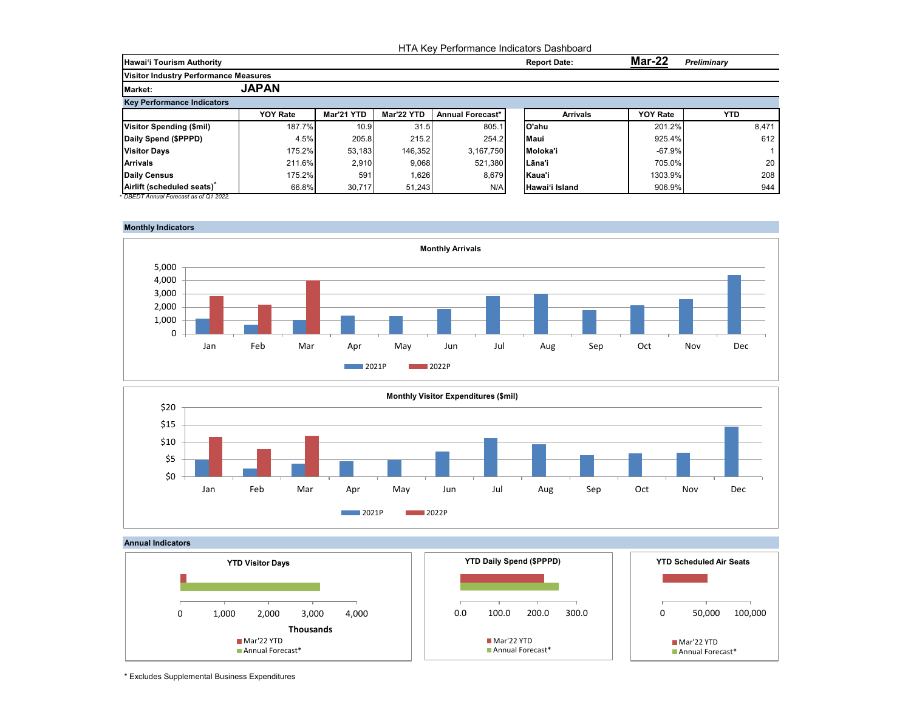# HTA Key Performance Indicators Dashboard

**Hawaiʻi Tourism Authority** — **Report Date:** **Mar-22** *Preliminary*

**Visitor Industry Performance Measures**

**Market:** **JAPAN**

## Key Performance Indicators

| | YOY Rate | Mar'21 YTD | Mar'22 YTD | Annual Forecast* |
|---|---|---|---|---|
| **Visitor Spending ($mil)** | 187.7% | 10.9 | 31.5 | 805.1 |
| **Daily Spend ($PPPD)** | 4.5% | 205.8 | 215.2 | 254.2 |
| **Visitor Days** | 175.2% | 53,183 | 146,352 | 3,167,750 |
| **Arrivals** | 211.6% | 2,910 | 9,068 | 521,380 |
| **Daily Census** | 175.2% | 591 | 1,626 | 8,679 |
| **Airlift (scheduled seats)^** | 66.8% | 30,717 | 51,243 | N/A |

*\* DBEDT Annual Forecast as of Q1 2022.*

| Arrivals | YOY Rate | YTD |
|---|---|---|
| **Oʻahu** | 201.2% | 8,471 |
| **Maui** | 925.4% | 612 |
| **Molokaʻi** | -67.9% | 1 |
| **Lānaʻi** | 705.0% | 20 |
| **Kauaʻi** | 1303.9% | 208 |
| **Hawaiʻi Island** | 906.9% | 944 |

## Monthly Indicators

**Monthly Arrivals**

**Monthly Visitor Expenditures ($mil)**

## Annual Indicators

**YTD Visitor Days**

**YTD Daily Spend ($PPPD)**

**YTD Scheduled Air Seats**

\* Excludes Supplemental Business Expenditures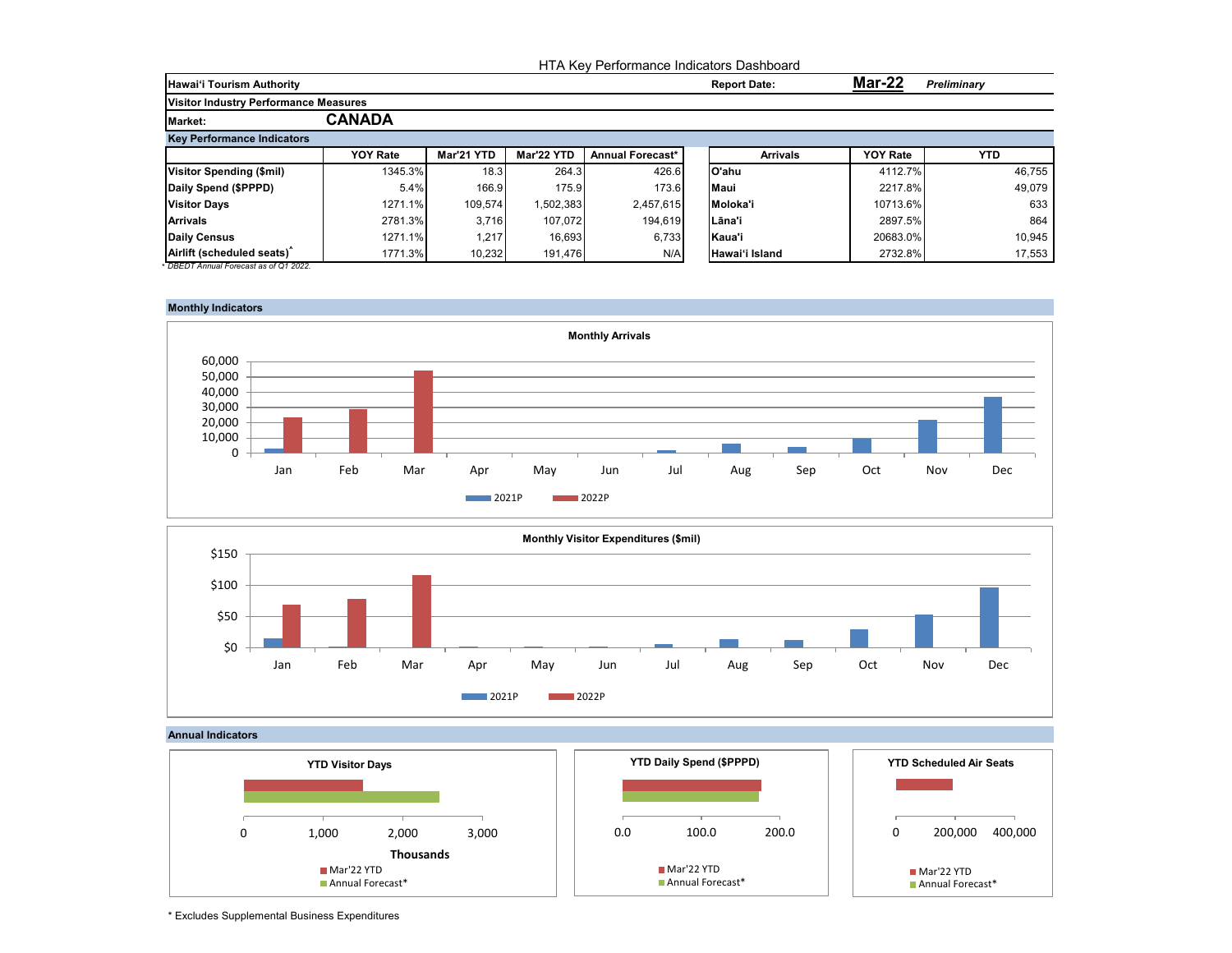HTA Key Performance Indicators Dashboard

**Hawai'i Tourism Authority** | **Report Date:** **Mar-22** *Preliminary*

**Visitor Industry Performance Measures**

**Market:** **CANADA**

**Key Performance Indicators**

| | YOY Rate | Mar'21 YTD | Mar'22 YTD | Annual Forecast* |
|---|---|---|---|---|
| **Visitor Spending ($mil)** | 1345.3% | 18.3 | 264.3 | 426.6 |
| **Daily Spend ($PPPD)** | 5.4% | 166.9 | 175.9 | 173.6 |
| **Visitor Days** | 1271.1% | 109,574 | 1,502,383 | 2,457,615 |
| **Arrivals** | 2781.3% | 3,716 | 107,072 | 194,619 |
| **Daily Census** | 1271.1% | 1,217 | 16,693 | 6,733 |
| **Airlift (scheduled seats)^** | 1771.3% | 10,232 | 191,476 | N/A |

*\* DBEDT Annual Forecast as of Q1 2022.*

| Arrivals | YOY Rate | YTD |
|---|---|---|
| **O'ahu** | 4112.7% | 46,755 |
| **Maui** | 2217.8% | 49,079 |
| **Moloka'i** | 10713.6% | 633 |
| **Lāna'i** | 2897.5% | 864 |
| **Kaua'i** | 20683.0% | 10,945 |
| **Hawai'i Island** | 2732.8% | 17,553 |

**Monthly Indicators**

**Monthly Arrivals**

Legend: 2021P, 2022P

**Monthly Visitor Expenditures ($mil)**

Legend: 2021P, 2022P

**Annual Indicators**

**YTD Visitor Days** (Thousands) — Mar'22 YTD, Annual Forecast*

**YTD Daily Spend ($PPPD)** — Mar'22 YTD, Annual Forecast*

**YTD Scheduled Air Seats** — Mar'22 YTD, Annual Forecast*

\* Excludes Supplemental Business Expenditures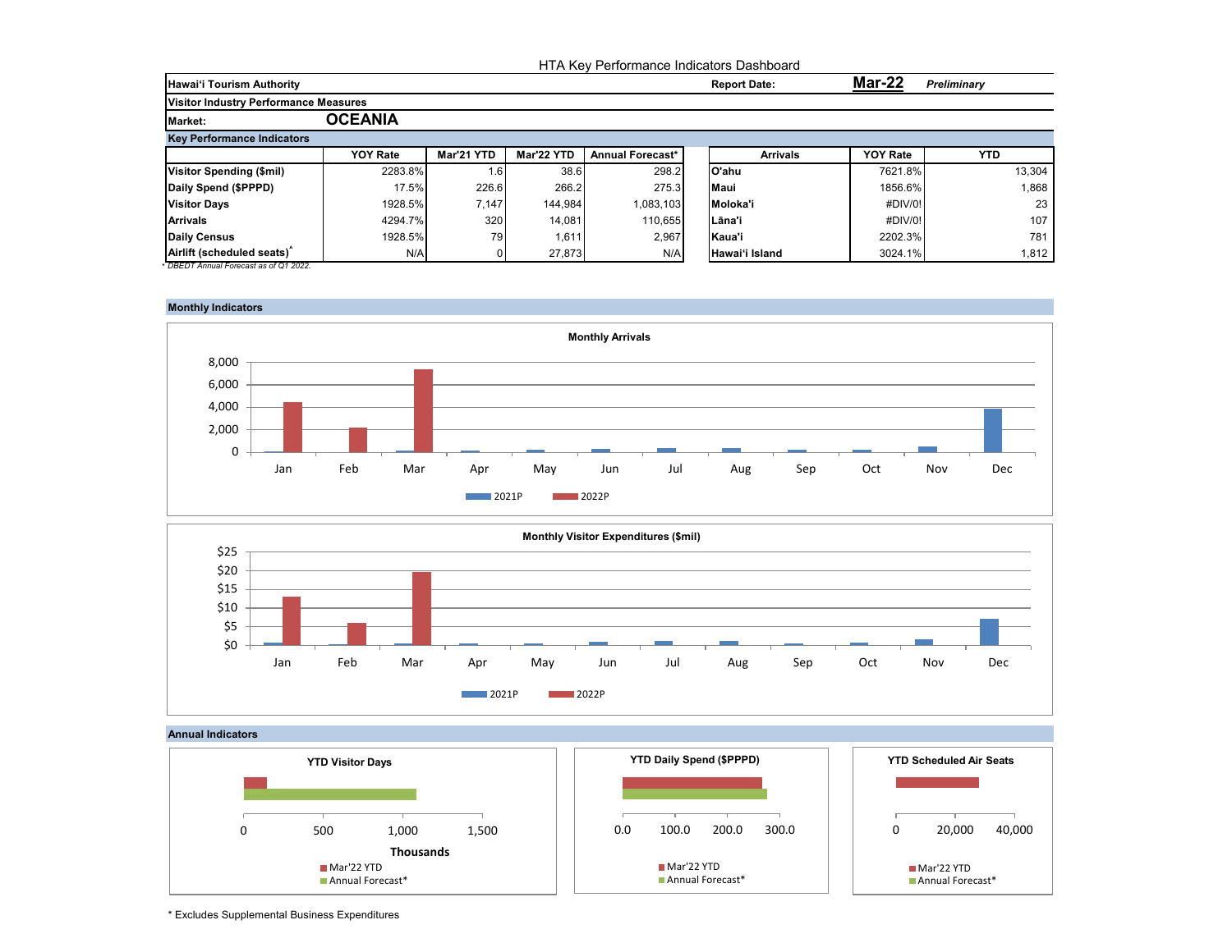HTA Key Performance Indicators Dashboard

| Hawai'i Tourism Authority | Report Date: | **Mar-22** | *Preliminary* |
|---|---|---|---|

**Visitor Industry Performance Measures**

**Market: OCEANIA**

**Key Performance Indicators**

| | YOY Rate | Mar'21 YTD | Mar'22 YTD | Annual Forecast* |
|---|---|---|---|---|
| Visitor Spending ($mil) | 2283.8% | 1.6 | 38.6 | 298.2 |
| Daily Spend ($PPPD) | 17.5% | 226.6 | 266.2 | 275.3 |
| Visitor Days | 1928.5% | 7,147 | 144,984 | 1,083,103 |
| Arrivals | 4294.7% | 320 | 14,081 | 110,655 |
| Daily Census | 1928.5% | 79 | 1,611 | 2,967 |
| Airlift (scheduled seats)^ | N/A | 0 | 27,873 | N/A |

*\* DBEDT Annual Forecast as of Q1 2022.*

| Arrivals | YOY Rate | YTD |
|---|---|---|
| O'ahu | 7621.8% | 13,304 |
| Maui | 1856.6% | 1,868 |
| Moloka'i | #DIV/0! | 23 |
| Lāna'i | #DIV/0! | 107 |
| Kaua'i | 2202.3% | 781 |
| Hawai'i Island | 3024.1% | 1,812 |

**Monthly Indicators**

**Monthly Arrivals**

**Monthly Visitor Expenditures ($mil)**

**Annual Indicators**

**YTD Visitor Days**

**YTD Daily Spend ($PPPD)**

**YTD Scheduled Air Seats**

\* Excludes Supplemental Business Expenditures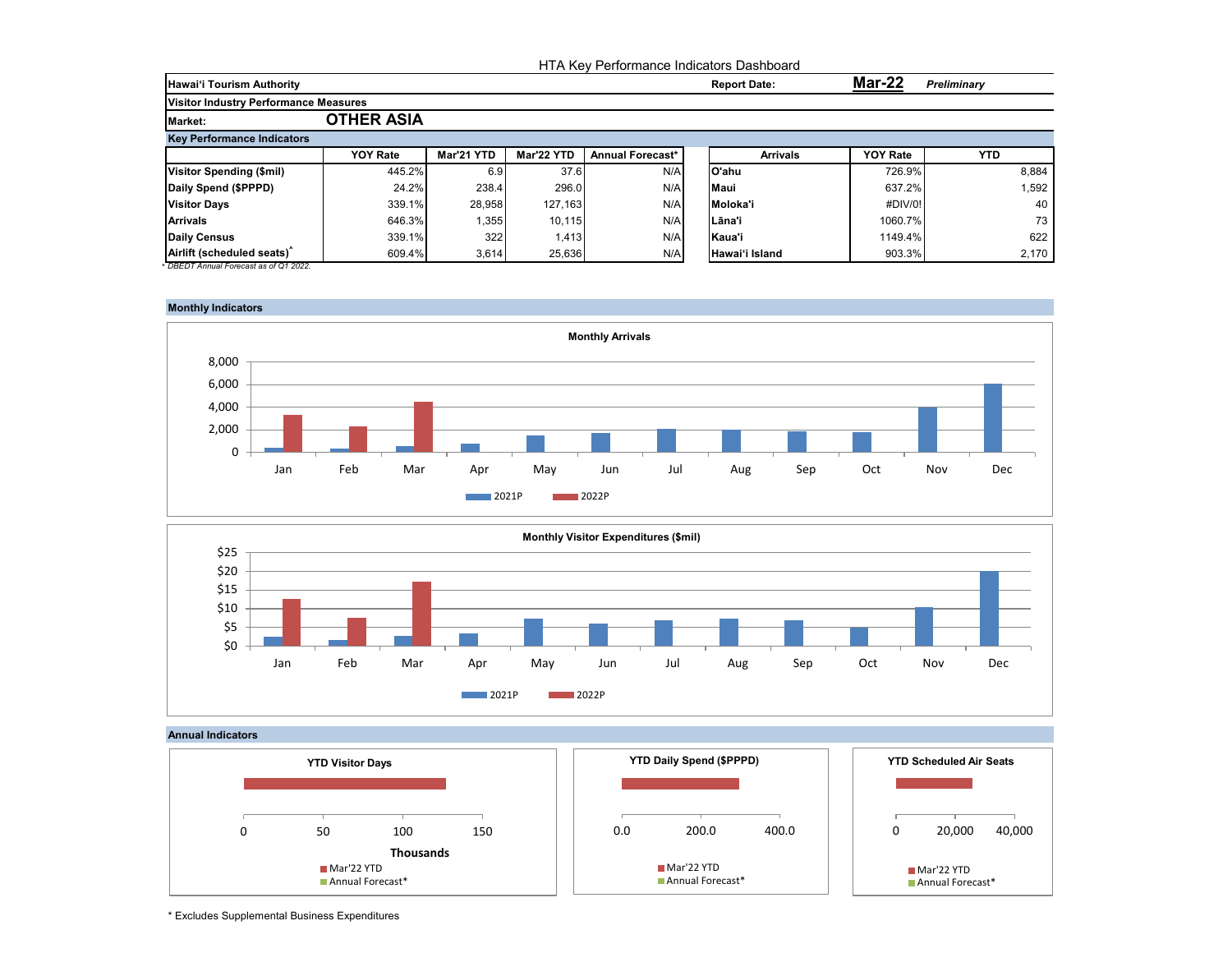HTA Key Performance Indicators Dashboard

**Hawai'i Tourism Authority** — **Report Date:** **Mar-22** *Preliminary*

**Visitor Industry Performance Measures**

**Market:** **OTHER ASIA**

**Key Performance Indicators**

| | YOY Rate | Mar'21 YTD | Mar'22 YTD | Annual Forecast* |
|---|---|---|---|---|
| **Visitor Spending ($mil)** | 445.2% | 6.9 | 37.6 | N/A |
| **Daily Spend ($PPPD)** | 24.2% | 238.4 | 296.0 | N/A |
| **Visitor Days** | 339.1% | 28,958 | 127,163 | N/A |
| **Arrivals** | 646.3% | 1,355 | 10,115 | N/A |
| **Daily Census** | 339.1% | 322 | 1,413 | N/A |
| **Airlift (scheduled seats)^** | 609.4% | 3,614 | 25,636 | N/A |

*\* DBEDT Annual Forecast as of Q1 2022.*

| Arrivals | YOY Rate | YTD |
|---|---|---|
| **O'ahu** | 726.9% | 8,884 |
| **Maui** | 637.2% | 1,592 |
| **Moloka'i** | #DIV/0! | 40 |
| **Lāna'i** | 1060.7% | 73 |
| **Kaua'i** | 1149.4% | 622 |
| **Hawai'i Island** | 903.3% | 2,170 |

**Monthly Indicators**

**Monthly Arrivals**

Legend: 2021P, 2022P

**Monthly Visitor Expenditures ($mil)**

Legend: 2021P, 2022P

**Annual Indicators**

**YTD Visitor Days** (Thousands) — Mar'22 YTD, Annual Forecast*

**YTD Daily Spend ($PPPD)** — Mar'22 YTD, Annual Forecast*

**YTD Scheduled Air Seats** — Mar'22 YTD, Annual Forecast*

\* Excludes Supplemental Business Expenditures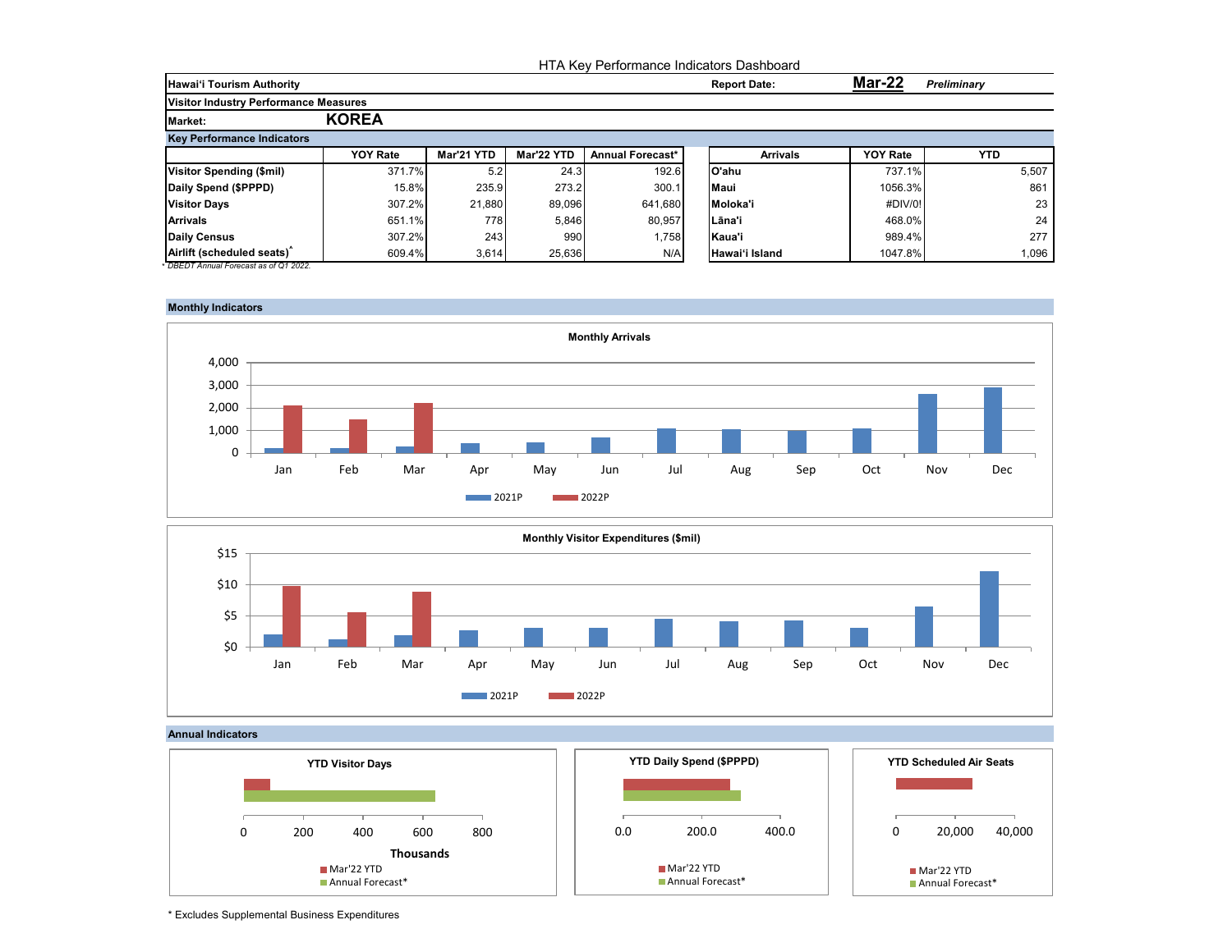HTA Key Performance Indicators Dashboard

**Hawai'i Tourism Authority** | **Report Date:** **Mar-22** *Preliminary*

**Visitor Industry Performance Measures**

**Market:** **KOREA**

**Key Performance Indicators**

| | YOY Rate | Mar'21 YTD | Mar'22 YTD | Annual Forecast* |
|---|---|---|---|---|
| **Visitor Spending ($mil)** | 371.7% | 5.2 | 24.3 | 192.6 |
| **Daily Spend ($PPPD)** | 15.8% | 235.9 | 273.2 | 300.1 |
| **Visitor Days** | 307.2% | 21,880 | 89,096 | 641,680 |
| **Arrivals** | 651.1% | 778 | 5,846 | 80,957 |
| **Daily Census** | 307.2% | 243 | 990 | 1,758 |
| **Airlift (scheduled seats)*** | 609.4% | 3,614 | 25,636 | N/A |

* DBEDT Annual Forecast as of Q1 2022.

| Arrivals | YOY Rate | YTD |
|---|---|---|
| **O'ahu** | 737.1% | 5,507 |
| **Maui** | 1056.3% | 861 |
| **Moloka'i** | #DIV/0! | 23 |
| **Lāna'i** | 468.0% | 24 |
| **Kaua'i** | 989.4% | 277 |
| **Hawai'i Island** | 1047.8% | 1,096 |

**Monthly Indicators**

**Monthly Arrivals**

**Monthly Visitor Expenditures ($mil)**

**Annual Indicators**

**YTD Visitor Days**

**YTD Daily Spend ($PPPD)**

**YTD Scheduled Air Seats**

* Excludes Supplemental Business Expenditures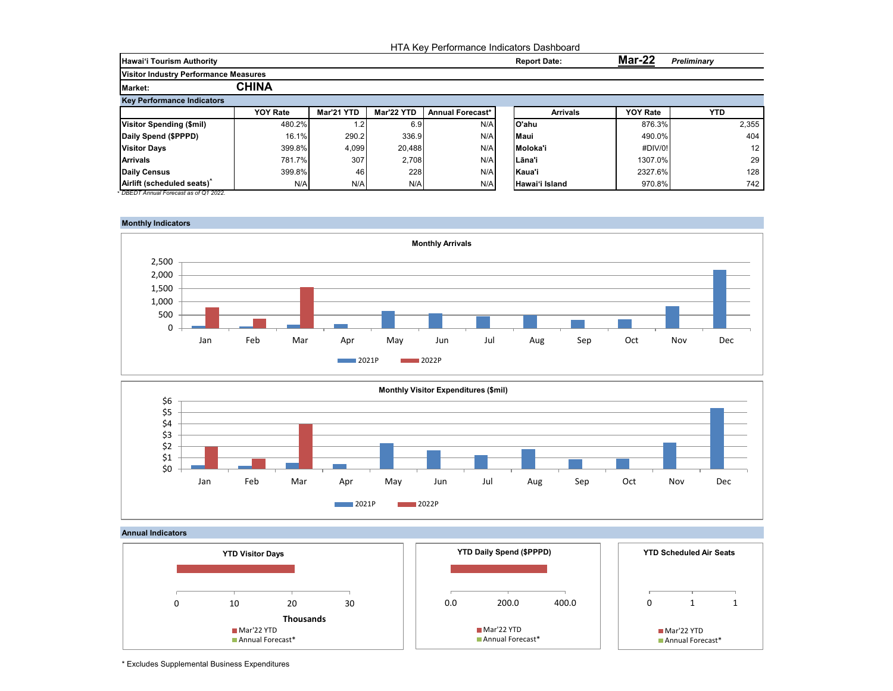# HTA Key Performance Indicators Dashboard

**Hawai'i Tourism Authority** — **Report Date:** **Mar-22** *Preliminary*

**Visitor Industry Performance Measures**

**Market:** **CHINA**

## Key Performance Indicators

| | YOY Rate | Mar'21 YTD | Mar'22 YTD | Annual Forecast* |
|---|---|---|---|---|
| **Visitor Spending ($mil)** | 480.2% | 1.2 | 6.9 | N/A |
| **Daily Spend ($PPPD)** | 16.1% | 290.2 | 336.9 | N/A |
| **Visitor Days** | 399.8% | 4,099 | 20,488 | N/A |
| **Arrivals** | 781.7% | 307 | 2,708 | N/A |
| **Daily Census** | 399.8% | 46 | 228 | N/A |
| **Airlift (scheduled seats)*** | N/A | N/A | N/A | N/A |

*\* DBEDT Annual Forecast as of Q1 2022.*

| Arrivals | YOY Rate | YTD |
|---|---|---|
| **O'ahu** | 876.3% | 2,355 |
| **Maui** | 490.0% | 404 |
| **Moloka'i** | #DIV/0! | 12 |
| **Lāna'i** | 1307.0% | 29 |
| **Kaua'i** | 2327.6% | 128 |
| **Hawai'i Island** | 970.8% | 742 |

## Monthly Indicators

**Monthly Arrivals**

(Chart: 2021P vs 2022P, Jan–Dec)

**Monthly Visitor Expenditures ($mil)**

(Chart: 2021P vs 2022P, Jan–Dec)

## Annual Indicators

**YTD Visitor Days** (Thousands) — Mar'22 YTD, Annual Forecast*

**YTD Daily Spend ($PPPD)** — Mar'22 YTD, Annual Forecast*

**YTD Scheduled Air Seats** — Mar'22 YTD, Annual Forecast*

\* Excludes Supplemental Business Expenditures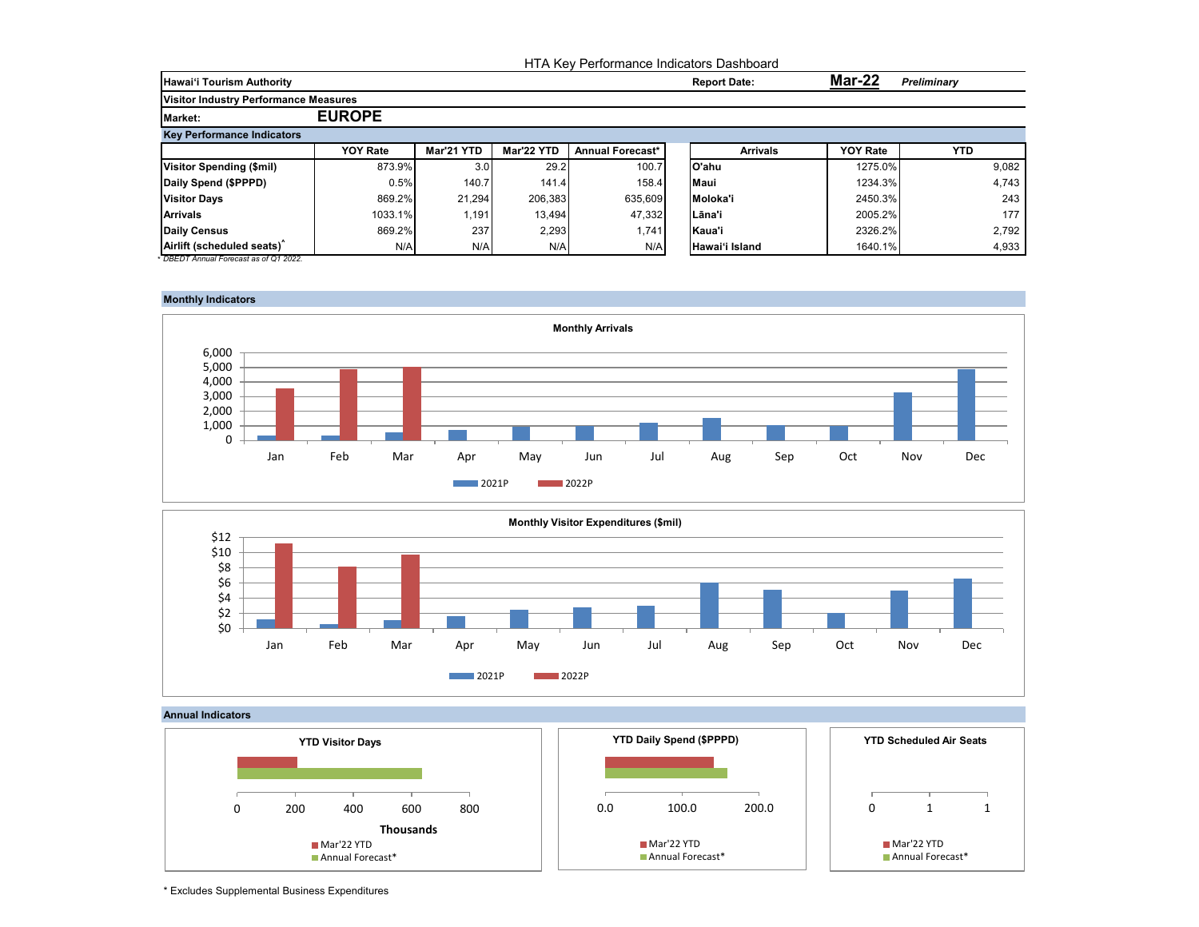HTA Key Performance Indicators Dashboard

| Hawai'i Tourism Authority | Report Date: | Mar-22 | *Preliminary* |
|---|---|---|---|

**Visitor Industry Performance Measures**

**Market: EUROPE**

**Key Performance Indicators**

| | YOY Rate | Mar'21 YTD | Mar'22 YTD | Annual Forecast* |
|---|---|---|---|---|
| Visitor Spending ($mil) | 873.9% | 3.0 | 29.2 | 100.7 |
| Daily Spend ($PPPD) | 0.5% | 140.7 | 141.4 | 158.4 |
| Visitor Days | 869.2% | 21,294 | 206,383 | 635,609 |
| Arrivals | 1033.1% | 1,191 | 13,494 | 47,332 |
| Daily Census | 869.2% | 237 | 2,293 | 1,741 |
| Airlift (scheduled seats)^ | N/A | N/A | N/A | N/A |

*\* DBEDT Annual Forecast as of Q1 2022.*

| Arrivals | YOY Rate | YTD |
|---|---|---|
| O'ahu | 1275.0% | 9,082 |
| Maui | 1234.3% | 4,743 |
| Moloka'i | 2450.3% | 243 |
| Lāna'i | 2005.2% | 177 |
| Kaua'i | 2326.2% | 2,792 |
| Hawai'i Island | 1640.1% | 4,933 |

**Monthly Indicators**

**Monthly Arrivals**

**Monthly Visitor Expenditures ($mil)**

**Annual Indicators**

**YTD Visitor Days**

**YTD Daily Spend ($PPPD)**

**YTD Scheduled Air Seats**

\* Excludes Supplemental Business Expenditures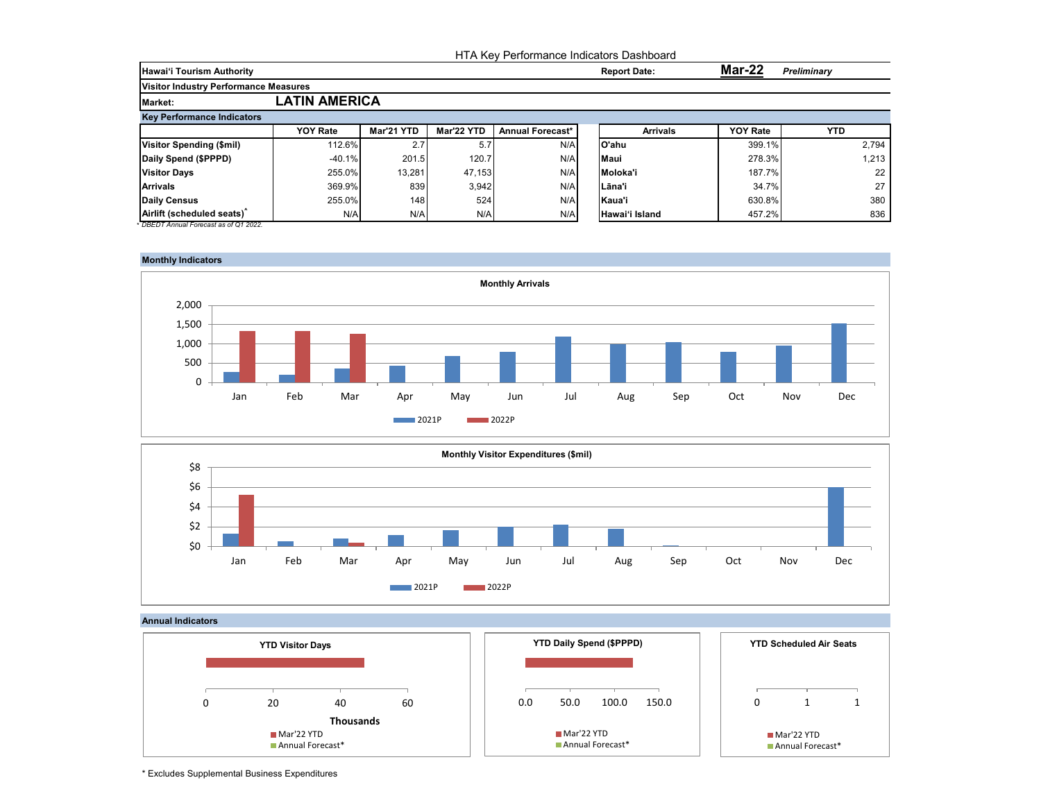HTA Key Performance Indicators Dashboard

**Hawai'i Tourism Authority** | **Report Date:** **Mar-22** *Preliminary*

**Visitor Industry Performance Measures**

**Market:** **LATIN AMERICA**

**Key Performance Indicators**

| | YOY Rate | Mar'21 YTD | Mar'22 YTD | Annual Forecast* |
|---|---|---|---|---|
| **Visitor Spending ($mil)** | 112.6% | 2.7 | 5.7 | N/A |
| **Daily Spend ($PPPD)** | -40.1% | 201.5 | 120.7 | N/A |
| **Visitor Days** | 255.0% | 13,281 | 47,153 | N/A |
| **Arrivals** | 369.9% | 839 | 3,942 | N/A |
| **Daily Census** | 255.0% | 148 | 524 | N/A |
| **Airlift (scheduled seats)*** | N/A | N/A | N/A | N/A |

*\* DBEDT Annual Forecast as of Q1 2022.*

| Arrivals | YOY Rate | YTD |
|---|---|---|
| **O'ahu** | 399.1% | 2,794 |
| **Maui** | 278.3% | 1,213 |
| **Moloka'i** | 187.7% | 22 |
| **Lāna'i** | 34.7% | 27 |
| **Kaua'i** | 630.8% | 380 |
| **Hawai'i Island** | 457.2% | 836 |

**Monthly Indicators**

**Monthly Arrivals**

2,000
1,500
1,000
500
0

Jan Feb Mar Apr May Jun Jul Aug Sep Oct Nov Dec

2021P 2022P

**Monthly Visitor Expenditures ($mil)**

$8
$6
$4
$2
$0

Jan Feb Mar Apr May Jun Jul Aug Sep Oct Nov Dec

2021P 2022P

**Annual Indicators**

**YTD Visitor Days**

0 20 40 60

Thousands

Mar'22 YTD
Annual Forecast*

**YTD Daily Spend ($PPPD)**

0.0 50.0 100.0 150.0

Mar'22 YTD
Annual Forecast*

**YTD Scheduled Air Seats**

0 1 1

Mar'22 YTD
Annual Forecast*

\* Excludes Supplemental Business Expenditures